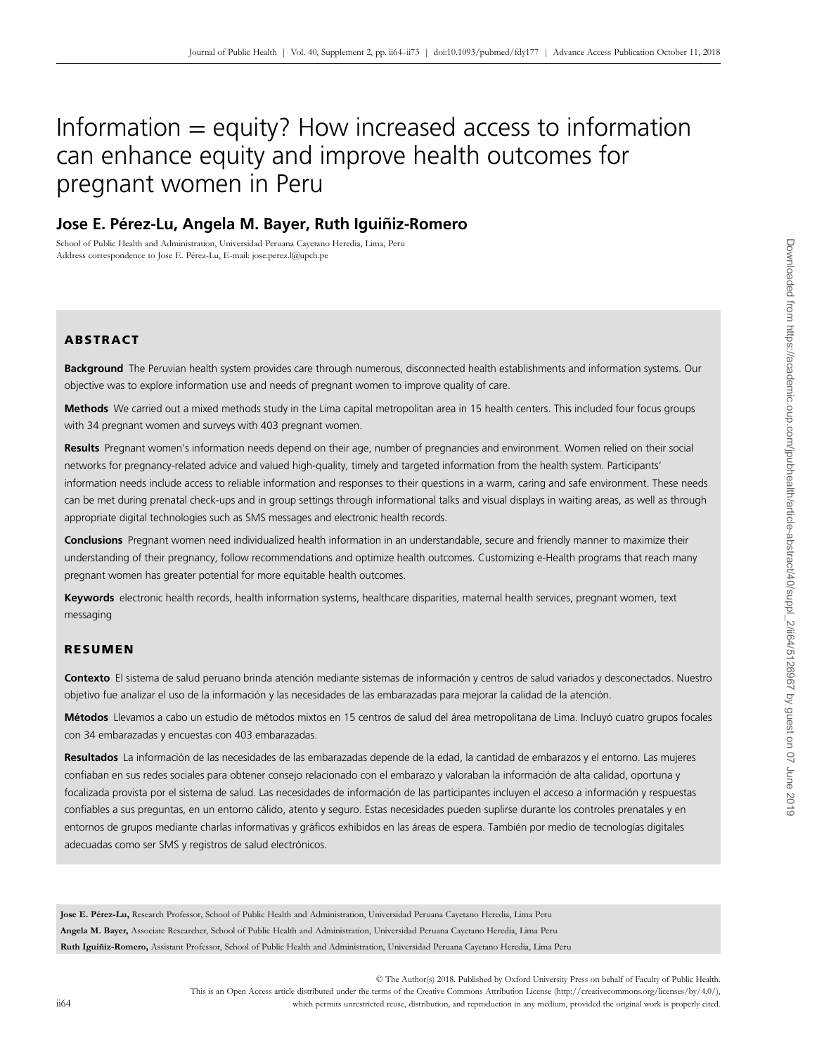# Information = equity? How increased access to information can enhance equity and improve health outcomes for pregnant women in Peru

**Jose E. Pérez-Lu, Angela M. Bayer, Ruth Iguiñiz-Romero**

School of Public Health and Administration, Universidad Peruana Cayetano Heredia, Lima, Peru
Address correspondence to Jose E. Pérez-Lu, E-mail: jose.perez.l@upch.pe

## ABSTRACT

**Background** The Peruvian health system provides care through numerous, disconnected health establishments and information systems. Our objective was to explore information use and needs of pregnant women to improve quality of care.

**Methods** We carried out a mixed methods study in the Lima capital metropolitan area in 15 health centers. This included four focus groups with 34 pregnant women and surveys with 403 pregnant women.

**Results** Pregnant women's information needs depend on their age, number of pregnancies and environment. Women relied on their social networks for pregnancy-related advice and valued high-quality, timely and targeted information from the health system. Participants' information needs include access to reliable information and responses to their questions in a warm, caring and safe environment. These needs can be met during prenatal check-ups and in group settings through informational talks and visual displays in waiting areas, as well as through appropriate digital technologies such as SMS messages and electronic health records.

**Conclusions** Pregnant women need individualized health information in an understandable, secure and friendly manner to maximize their understanding of their pregnancy, follow recommendations and optimize health outcomes. Customizing e-Health programs that reach many pregnant women has greater potential for more equitable health outcomes.

**Keywords** electronic health records, health information systems, healthcare disparities, maternal health services, pregnant women, text messaging

## RESUMEN

**Contexto** El sistema de salud peruano brinda atención mediante sistemas de información y centros de salud variados y desconectados. Nuestro objetivo fue analizar el uso de la información y las necesidades de las embarazadas para mejorar la calidad de la atención.

**Métodos** Llevamos a cabo un estudio de métodos mixtos en 15 centros de salud del área metropolitana de Lima. Incluyó cuatro grupos focales con 34 embarazadas y encuestas con 403 embarazadas.

**Resultados** La información de las necesidades de las embarazadas depende de la edad, la cantidad de embarazos y el entorno. Las mujeres confiaban en sus redes sociales para obtener consejo relacionado con el embarazo y valoraban la información de alta calidad, oportuna y focalizada provista por el sistema de salud. Las necesidades de información de las participantes incluyen el acceso a información y respuestas confiables a sus preguntas, en un entorno cálido, atento y seguro. Estas necesidades pueden suplirse durante los controles prenatales y en entornos de grupos mediante charlas informativas y gráficos exhibidos en las áreas de espera. También por medio de tecnologías digitales adecuadas como ser SMS y registros de salud electrónicos.

**Jose E. Pérez-Lu,** Research Professor, School of Public Health and Administration, Universidad Peruana Cayetano Heredia, Lima Peru
**Angela M. Bayer,** Associate Researcher, School of Public Health and Administration, Universidad Peruana Cayetano Heredia, Lima Peru
**Ruth Iguiñiz-Romero,** Assistant Professor, School of Public Health and Administration, Universidad Peruana Cayetano Heredia, Lima Peru

© The Author(s) 2018. Published by Oxford University Press on behalf of Faculty of Public Health.
This is an Open Access article distributed under the terms of the Creative Commons Attribution License (http://creativecommons.org/licenses/by/4.0/), which permits unrestricted reuse, distribution, and reproduction in any medium, provided the original work is properly cited.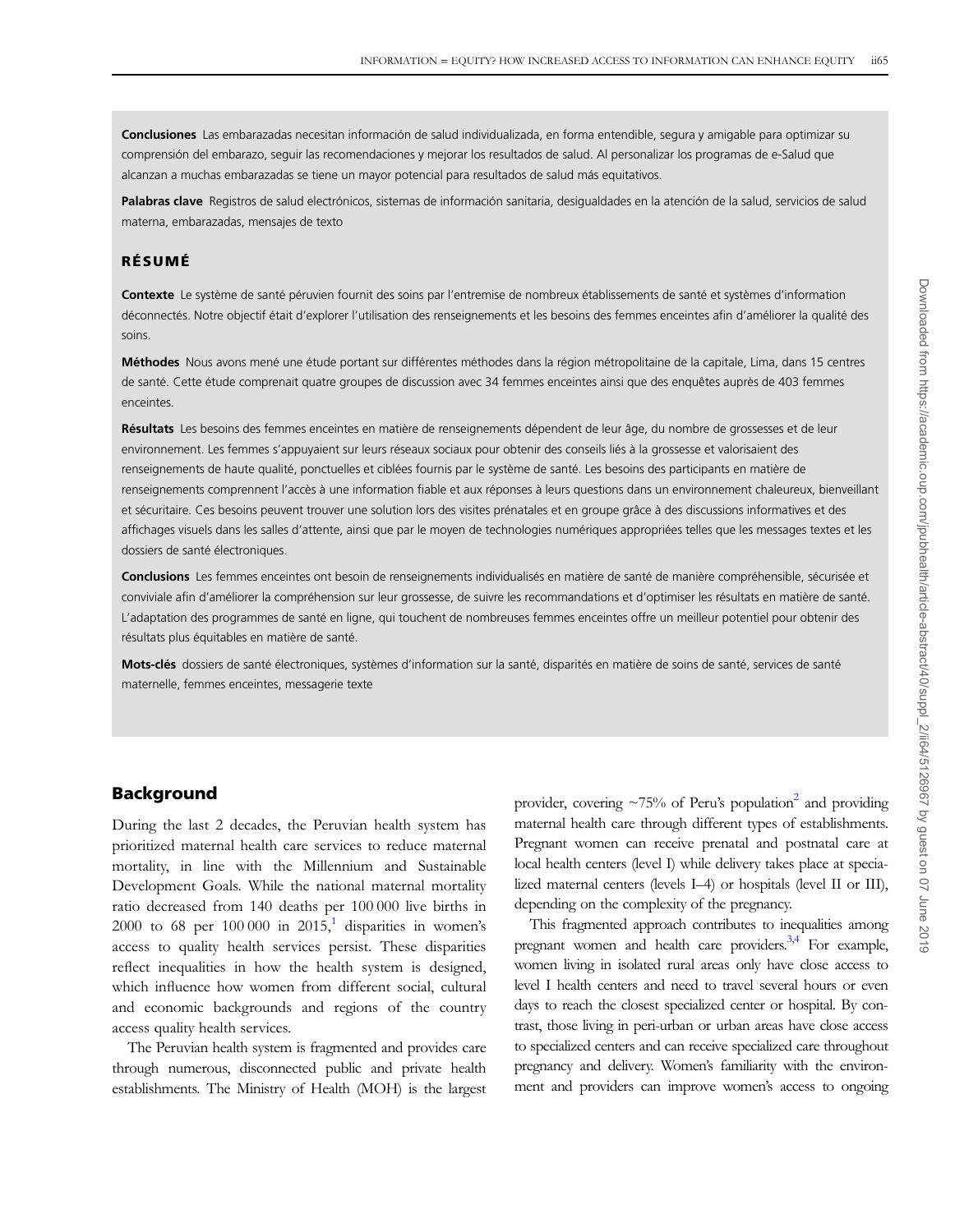**Conclusiones** Las embarazadas necesitan información de salud individualizada, en forma entendible, segura y amigable para optimizar su comprensión del embarazo, seguir las recomendaciones y mejorar los resultados de salud. Al personalizar los programas de e-Salud que alcanzan a muchas embarazadas se tiene un mayor potencial para resultados de salud más equitativos.

**Palabras clave** Registros de salud electrónicos, sistemas de información sanitaria, desigualdades en la atención de la salud, servicios de salud materna, embarazadas, mensajes de texto

## RÉSUMÉ

**Contexte** Le système de santé péruvien fournit des soins par l'entremise de nombreux établissements de santé et systèmes d'information déconnectés. Notre objectif était d'explorer l'utilisation des renseignements et les besoins des femmes enceintes afin d'améliorer la qualité des soins.

**Méthodes** Nous avons mené une étude portant sur différentes méthodes dans la région métropolitaine de la capitale, Lima, dans 15 centres de santé. Cette étude comprenait quatre groupes de discussion avec 34 femmes enceintes ainsi que des enquêtes auprès de 403 femmes enceintes.

**Résultats** Les besoins des femmes enceintes en matière de renseignements dépendent de leur âge, du nombre de grossesses et de leur environnement. Les femmes s'appuyaient sur leurs réseaux sociaux pour obtenir des conseils liés à la grossesse et valorisaient des renseignements de haute qualité, ponctuelles et ciblées fournis par le système de santé. Les besoins des participants en matière de renseignements comprennent l'accès à une information fiable et aux réponses à leurs questions dans un environnement chaleureux, bienveillant et sécuritaire. Ces besoins peuvent trouver une solution lors des visites prénatales et en groupe grâce à des discussions informatives et des affichages visuels dans les salles d'attente, ainsi que par le moyen de technologies numériques appropriées telles que les messages textes et les dossiers de santé électroniques.

**Conclusions** Les femmes enceintes ont besoin de renseignements individualisés en matière de santé de manière compréhensible, sécurisée et conviviale afin d'améliorer la compréhension sur leur grossesse, de suivre les recommandations et d'optimiser les résultats en matière de santé. L'adaptation des programmes de santé en ligne, qui touchent de nombreuses femmes enceintes offre un meilleur potentiel pour obtenir des résultats plus équitables en matière de santé.

**Mots-clés** dossiers de santé électroniques, systèmes d'information sur la santé, disparités en matière de soins de santé, services de santé maternelle, femmes enceintes, messagerie texte

## Background

During the last 2 decades, the Peruvian health system has prioritized maternal health care services to reduce maternal mortality, in line with the Millennium and Sustainable Development Goals. While the national maternal mortality ratio decreased from 140 deaths per 100 000 live births in 2000 to 68 per 100 000 in 2015,[1] disparities in women's access to quality health services persist. These disparities reflect inequalities in how the health system is designed, which influence how women from different social, cultural and economic backgrounds and regions of the country access quality health services.

The Peruvian health system is fragmented and provides care through numerous, disconnected public and private health establishments. The Ministry of Health (MOH) is the largest provider, covering ~75% of Peru's population[2] and providing maternal health care through different types of establishments. Pregnant women can receive prenatal and postnatal care at local health centers (level I) while delivery takes place at specialized maternal centers (levels I–4) or hospitals (level II or III), depending on the complexity of the pregnancy.

This fragmented approach contributes to inequalities among pregnant women and health care providers.[3,4] For example, women living in isolated rural areas only have close access to level I health centers and need to travel several hours or even days to reach the closest specialized center or hospital. By contrast, those living in peri-urban or urban areas have close access to specialized centers and can receive specialized care throughout pregnancy and delivery. Women's familiarity with the environment and providers can improve women's access to ongoing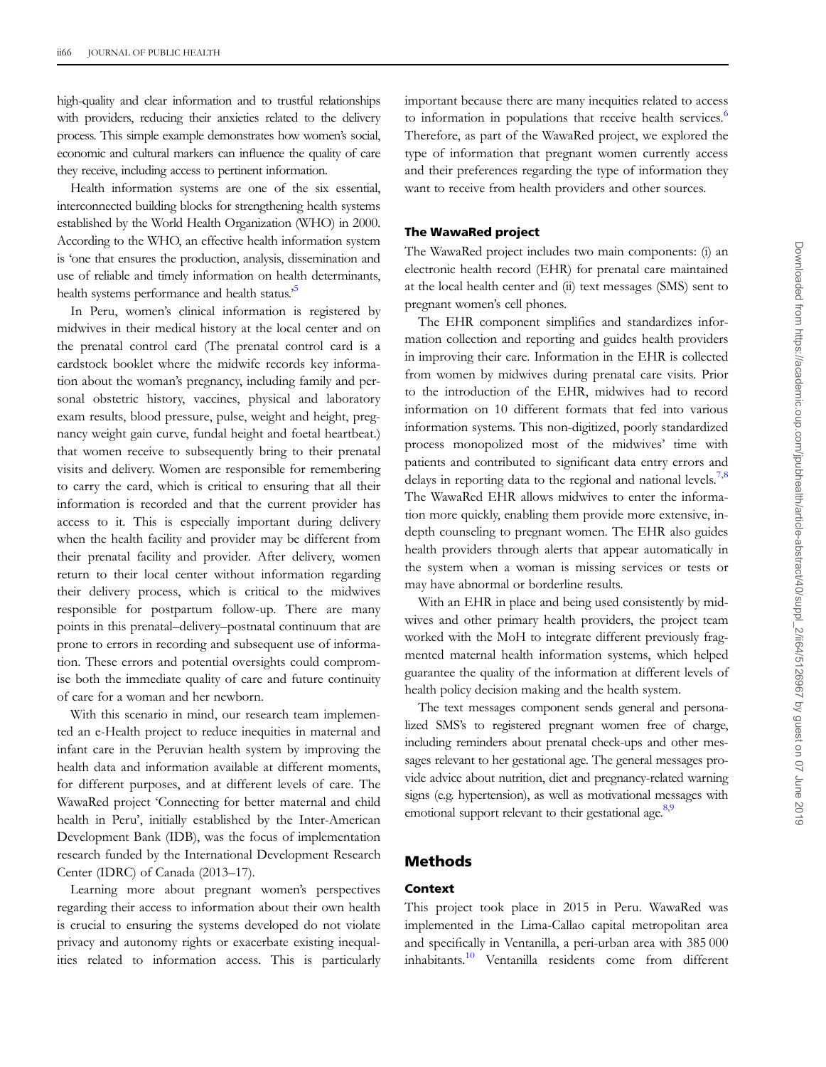high-quality and clear information and to trustful relationships with providers, reducing their anxieties related to the delivery process. This simple example demonstrates how women's social, economic and cultural markers can influence the quality of care they receive, including access to pertinent information.

Health information systems are one of the six essential, interconnected building blocks for strengthening health systems established by the World Health Organization (WHO) in 2000. According to the WHO, an effective health information system is 'one that ensures the production, analysis, dissemination and use of reliable and timely information on health determinants, health systems performance and health status.'[5]

In Peru, women's clinical information is registered by midwives in their medical history at the local center and on the prenatal control card (The prenatal control card is a cardstock booklet where the midwife records key information about the woman's pregnancy, including family and personal obstetric history, vaccines, physical and laboratory exam results, blood pressure, pulse, weight and height, pregnancy weight gain curve, fundal height and foetal heartbeat.) that women receive to subsequently bring to their prenatal visits and delivery. Women are responsible for remembering to carry the card, which is critical to ensuring that all their information is recorded and that the current provider has access to it. This is especially important during delivery when the health facility and provider may be different from their prenatal facility and provider. After delivery, women return to their local center without information regarding their delivery process, which is critical to the midwives responsible for postpartum follow-up. There are many points in this prenatal–delivery–postnatal continuum that are prone to errors in recording and subsequent use of information. These errors and potential oversights could compromise both the immediate quality of care and future continuity of care for a woman and her newborn.

With this scenario in mind, our research team implemented an e-Health project to reduce inequities in maternal and infant care in the Peruvian health system by improving the health data and information available at different moments, for different purposes, and at different levels of care. The WawaRed project 'Connecting for better maternal and child health in Peru', initially established by the Inter-American Development Bank (IDB), was the focus of implementation research funded by the International Development Research Center (IDRC) of Canada (2013–17).

Learning more about pregnant women's perspectives regarding their access to information about their own health is crucial to ensuring the systems developed do not violate privacy and autonomy rights or exacerbate existing inequalities related to information access. This is particularly important because there are many inequities related to access to information in populations that receive health services.[6] Therefore, as part of the WawaRed project, we explored the type of information that pregnant women currently access and their preferences regarding the type of information they want to receive from health providers and other sources.

### The WawaRed project

The WawaRed project includes two main components: (i) an electronic health record (EHR) for prenatal care maintained at the local health center and (ii) text messages (SMS) sent to pregnant women's cell phones.

The EHR component simplifies and standardizes information collection and reporting and guides health providers in improving their care. Information in the EHR is collected from women by midwives during prenatal care visits. Prior to the introduction of the EHR, midwives had to record information on 10 different formats that fed into various information systems. This non-digitized, poorly standardized process monopolized most of the midwives' time with patients and contributed to significant data entry errors and delays in reporting data to the regional and national levels.[7,8] The WawaRed EHR allows midwives to enter the information more quickly, enabling them provide more extensive, in-depth counseling to pregnant women. The EHR also guides health providers through alerts that appear automatically in the system when a woman is missing services or tests or may have abnormal or borderline results.

With an EHR in place and being used consistently by midwives and other primary health providers, the project team worked with the MoH to integrate different previously fragmented maternal health information systems, which helped guarantee the quality of the information at different levels of health policy decision making and the health system.

The text messages component sends general and personalized SMS's to registered pregnant women free of charge, including reminders about prenatal check-ups and other messages relevant to her gestational age. The general messages provide advice about nutrition, diet and pregnancy-related warning signs (e.g. hypertension), as well as motivational messages with emotional support relevant to their gestational age.[8,9]

## Methods

### Context

This project took place in 2015 in Peru. WawaRed was implemented in the Lima-Callao capital metropolitan area and specifically in Ventanilla, a peri-urban area with 385 000 inhabitants.[10] Ventanilla residents come from different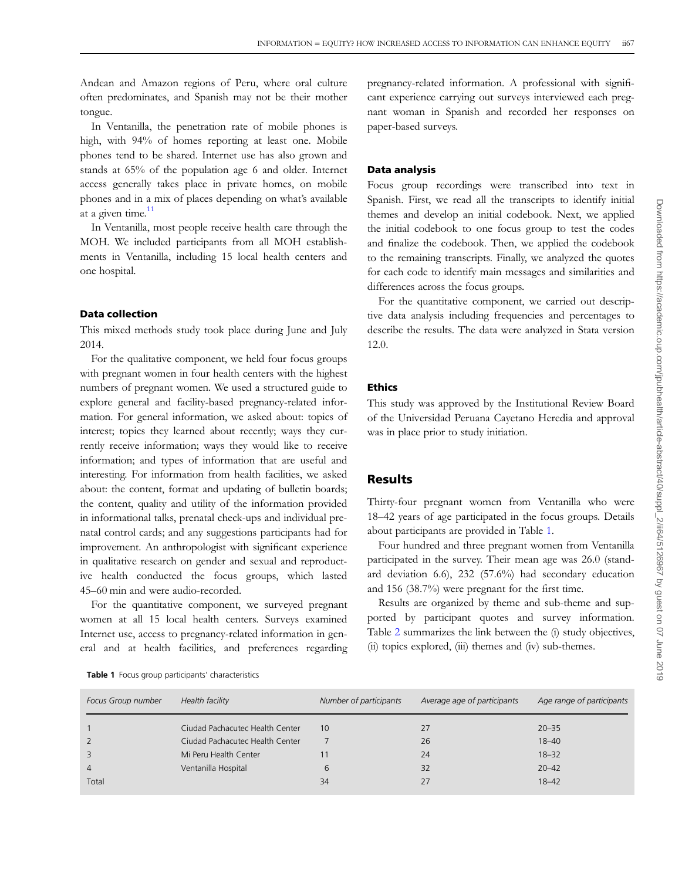Andean and Amazon regions of Peru, where oral culture often predominates, and Spanish may not be their mother tongue.

In Ventanilla, the penetration rate of mobile phones is high, with 94% of homes reporting at least one. Mobile phones tend to be shared. Internet use has also grown and stands at 65% of the population age 6 and older. Internet access generally takes place in private homes, on mobile phones and in a mix of places depending on what's available at a given time.[11]

In Ventanilla, most people receive health care through the MOH. We included participants from all MOH establishments in Ventanilla, including 15 local health centers and one hospital.

### Data collection

This mixed methods study took place during June and July 2014.

For the qualitative component, we held four focus groups with pregnant women in four health centers with the highest numbers of pregnant women. We used a structured guide to explore general and facility-based pregnancy-related information. For general information, we asked about: topics of interest; topics they learned about recently; ways they currently receive information; ways they would like to receive information; and types of information that are useful and interesting. For information from health facilities, we asked about: the content, format and updating of bulletin boards; the content, quality and utility of the information provided in informational talks, prenatal check-ups and individual prenatal control cards; and any suggestions participants had for improvement. An anthropologist with significant experience in qualitative research on gender and sexual and reproductive health conducted the focus groups, which lasted 45–60 min and were audio-recorded.

For the quantitative component, we surveyed pregnant women at all 15 local health centers. Surveys examined Internet use, access to pregnancy-related information in general and at health facilities, and preferences regarding pregnancy-related information. A professional with significant experience carrying out surveys interviewed each pregnant woman in Spanish and recorded her responses on paper-based surveys.

### Data analysis

Focus group recordings were transcribed into text in Spanish. First, we read all the transcripts to identify initial themes and develop an initial codebook. Next, we applied the initial codebook to one focus group to test the codes and finalize the codebook. Then, we applied the codebook to the remaining transcripts. Finally, we analyzed the quotes for each code to identify main messages and similarities and differences across the focus groups.

For the quantitative component, we carried out descriptive data analysis including frequencies and percentages to describe the results. The data were analyzed in Stata version 12.0.

### Ethics

This study was approved by the Institutional Review Board of the Universidad Peruana Cayetano Heredia and approval was in place prior to study initiation.

## Results

Thirty-four pregnant women from Ventanilla who were 18–42 years of age participated in the focus groups. Details about participants are provided in Table 1.

Four hundred and three pregnant women from Ventanilla participated in the survey. Their mean age was 26.0 (standard deviation 6.6), 232 (57.6%) had secondary education and 156 (38.7%) were pregnant for the first time.

Results are organized by theme and sub-theme and supported by participant quotes and survey information. Table 2 summarizes the link between the (i) study objectives, (ii) topics explored, (iii) themes and (iv) sub-themes.

**Table 1** Focus group participants' characteristics

| *Focus Group number* | *Health facility* | *Number of participants* | *Average age of participants* | *Age range of participants* |
|---|---|---|---|---|
| 1 | Ciudad Pachacutec Health Center | 10 | 27 | 20–35 |
| 2 | Ciudad Pachacutec Health Center | 7 | 26 | 18–40 |
| 3 | Mi Peru Health Center | 11 | 24 | 18–32 |
| 4 | Ventanilla Hospital | 6 | 32 | 20–42 |
| Total | | 34 | 27 | 18–42 |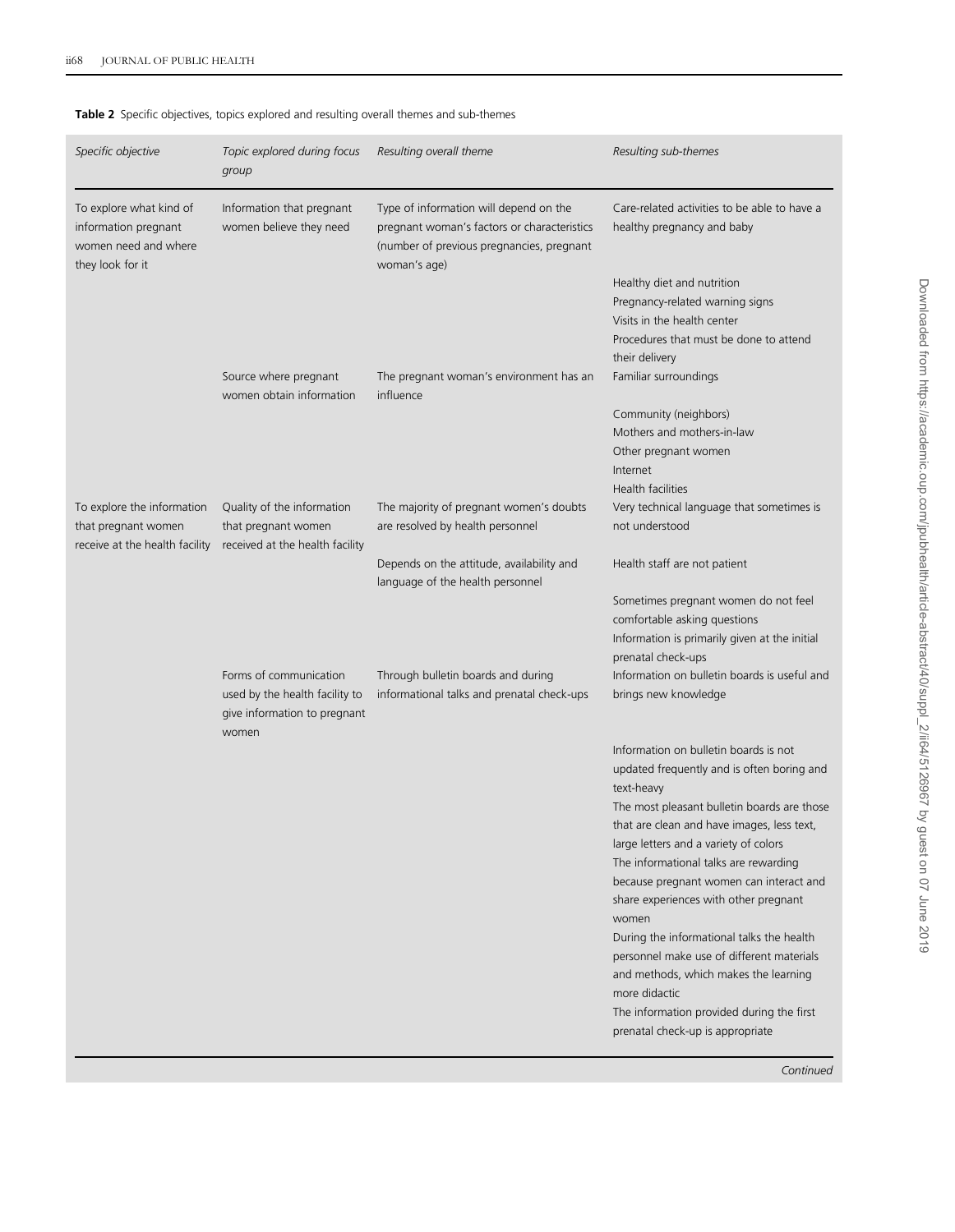**Table 2** Specific objectives, topics explored and resulting overall themes and sub-themes

| *Specific objective* | *Topic explored during focus group* | *Resulting overall theme* | *Resulting sub-themes* |
|---|---|---|---|
| To explore what kind of information pregnant women need and where they look for it | Information that pregnant women believe they need | Type of information will depend on the pregnant woman's factors or characteristics (number of previous pregnancies, pregnant woman's age) | Care-related activities to be able to have a healthy pregnancy and baby |
| | | | Healthy diet and nutrition |
| | | | Pregnancy-related warning signs |
| | | | Visits in the health center |
| | | | Procedures that must be done to attend their delivery |
| | Source where pregnant women obtain information | The pregnant woman's environment has an influence | Familiar surroundings |
| | | | Community (neighbors) |
| | | | Mothers and mothers-in-law |
| | | | Other pregnant women |
| | | | Internet |
| | | | Health facilities |
| To explore the information that pregnant women receive at the health facility | Quality of the information that pregnant women received at the health facility | The majority of pregnant women's doubts are resolved by health personnel | Very technical language that sometimes is not understood |
| | | Depends on the attitude, availability and language of the health personnel | Health staff are not patient |
| | | | Sometimes pregnant women do not feel comfortable asking questions |
| | | | Information is primarily given at the initial prenatal check-ups |
| | Forms of communication used by the health facility to give information to pregnant women | Through bulletin boards and during informational talks and prenatal check-ups | Information on bulletin boards is useful and brings new knowledge |
| | | | Information on bulletin boards is not updated frequently and is often boring and text-heavy |
| | | | The most pleasant bulletin boards are those that are clean and have images, less text, large letters and a variety of colors |
| | | | The informational talks are rewarding because pregnant women can interact and share experiences with other pregnant women |
| | | | During the informational talks the health personnel make use of different materials and methods, which makes the learning more didactic |
| | | | The information provided during the first prenatal check-up is appropriate |

*Continued*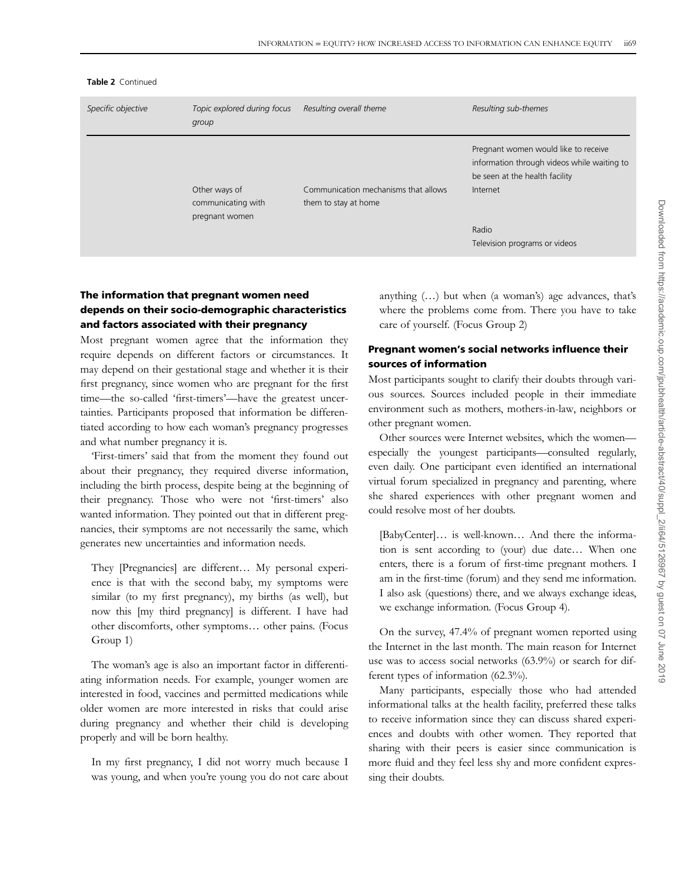**Table 2** Continued

| *Specific objective* | *Topic explored during focus group* | *Resulting overall theme* | *Resulting sub-themes* |
|---|---|---|---|
| | | | Pregnant women would like to receive information through videos while waiting to be seen at the health facility |
| | Other ways of communicating with pregnant women | Communication mechanisms that allows them to stay at home | Internet |
| | | | Radio |
| | | | Television programs or videos |

### The information that pregnant women need depends on their socio-demographic characteristics and factors associated with their pregnancy

Most pregnant women agree that the information they require depends on different factors or circumstances. It may depend on their gestational stage and whether it is their first pregnancy, since women who are pregnant for the first time—the so-called 'first-timers'—have the greatest uncertainties. Participants proposed that information be differentiated according to how each woman's pregnancy progresses and what number pregnancy it is.

'First-timers' said that from the moment they found out about their pregnancy, they required diverse information, including the birth process, despite being at the beginning of their pregnancy. Those who were not 'first-timers' also wanted information. They pointed out that in different pregnancies, their symptoms are not necessarily the same, which generates new uncertainties and information needs.

> They [Pregnancies] are different… My personal experience is that with the second baby, my symptoms were similar (to my first pregnancy), my births (as well), but now this [my third pregnancy] is different. I have had other discomforts, other symptoms… other pains. (Focus Group 1)

The woman's age is also an important factor in differentiating information needs. For example, younger women are interested in food, vaccines and permitted medications while older women are more interested in risks that could arise during pregnancy and whether their child is developing properly and will be born healthy.

> In my first pregnancy, I did not worry much because I was young, and when you're young you do not care about anything (…) but when (a woman's) age advances, that's where the problems come from. There you have to take care of yourself. (Focus Group 2)

### Pregnant women's social networks influence their sources of information

Most participants sought to clarify their doubts through various sources. Sources included people in their immediate environment such as mothers, mothers-in-law, neighbors or other pregnant women.

Other sources were Internet websites, which the women—especially the youngest participants—consulted regularly, even daily. One participant even identified an international virtual forum specialized in pregnancy and parenting, where she shared experiences with other pregnant women and could resolve most of her doubts.

> [BabyCenter]… is well-known… And there the information is sent according to (your) due date… When one enters, there is a forum of first-time pregnant mothers. I am in the first-time (forum) and they send me information. I also ask (questions) there, and we always exchange ideas, we exchange information. (Focus Group 4).

On the survey, 47.4% of pregnant women reported using the Internet in the last month. The main reason for Internet use was to access social networks (63.9%) or search for different types of information (62.3%).

Many participants, especially those who had attended informational talks at the health facility, preferred these talks to receive information since they can discuss shared experiences and doubts with other women. They reported that sharing with their peers is easier since communication is more fluid and they feel less shy and more confident expressing their doubts.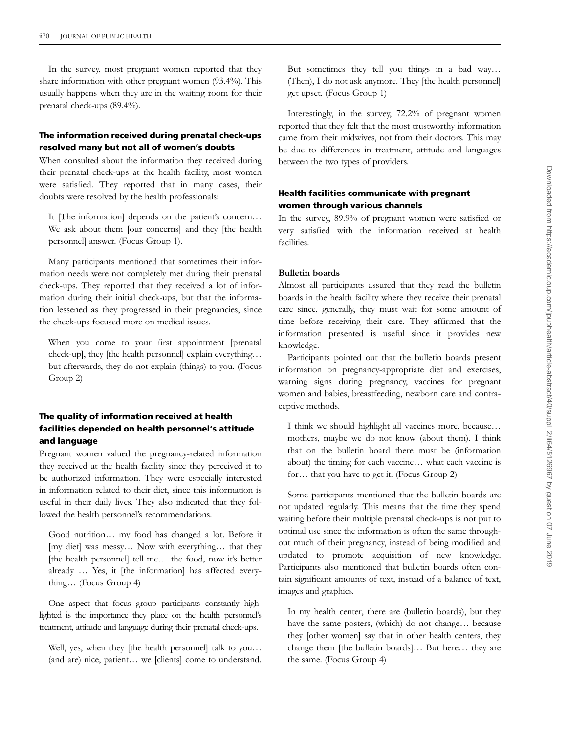In the survey, most pregnant women reported that they share information with other pregnant women (93.4%). This usually happens when they are in the waiting room for their prenatal check-ups (89.4%).

### The information received during prenatal check-ups resolved many but not all of women's doubts

When consulted about the information they received during their prenatal check-ups at the health facility, most women were satisfied. They reported that in many cases, their doubts were resolved by the health professionals:

> It [The information] depends on the patient's concern… We ask about them [our concerns] and they [the health personnel] answer. (Focus Group 1).

Many participants mentioned that sometimes their information needs were not completely met during their prenatal check-ups. They reported that they received a lot of information during their initial check-ups, but that the information lessened as they progressed in their pregnancies, since the check-ups focused more on medical issues.

> When you come to your first appointment [prenatal check-up], they [the health personnel] explain everything… but afterwards, they do not explain (things) to you. (Focus Group 2)

### The quality of information received at health facilities depended on health personnel's attitude and language

Pregnant women valued the pregnancy-related information they received at the health facility since they perceived it to be authorized information. They were especially interested in information related to their diet, since this information is useful in their daily lives. They also indicated that they followed the health personnel's recommendations.

> Good nutrition… my food has changed a lot. Before it [my diet] was messy… Now with everything… that they [the health personnel] tell me… the food, now it's better already … Yes, it [the information] has affected everything… (Focus Group 4)

One aspect that focus group participants constantly highlighted is the importance they place on the health personnel's treatment, attitude and language during their prenatal check-ups.

> Well, yes, when they [the health personnel] talk to you… (and are) nice, patient… we [clients] come to understand. But sometimes they tell you things in a bad way… (Then), I do not ask anymore. They [the health personnel] get upset. (Focus Group 1)

Interestingly, in the survey, 72.2% of pregnant women reported that they felt that the most trustworthy information came from their midwives, not from their doctors. This may be due to differences in treatment, attitude and languages between the two types of providers.

### Health facilities communicate with pregnant women through various channels

In the survey, 89.9% of pregnant women were satisfied or very satisfied with the information received at health facilities.

#### Bulletin boards

Almost all participants assured that they read the bulletin boards in the health facility where they receive their prenatal care since, generally, they must wait for some amount of time before receiving their care. They affirmed that the information presented is useful since it provides new knowledge.

Participants pointed out that the bulletin boards present information on pregnancy-appropriate diet and exercises, warning signs during pregnancy, vaccines for pregnant women and babies, breastfeeding, newborn care and contraceptive methods.

> I think we should highlight all vaccines more, because… mothers, maybe we do not know (about them). I think that on the bulletin board there must be (information about) the timing for each vaccine… what each vaccine is for… that you have to get it. (Focus Group 2)

Some participants mentioned that the bulletin boards are not updated regularly. This means that the time they spend waiting before their multiple prenatal check-ups is not put to optimal use since the information is often the same throughout much of their pregnancy, instead of being modified and updated to promote acquisition of new knowledge. Participants also mentioned that bulletin boards often contain significant amounts of text, instead of a balance of text, images and graphics.

> In my health center, there are (bulletin boards), but they have the same posters, (which) do not change… because they [other women] say that in other health centers, they change them [the bulletin boards]… But here… they are the same. (Focus Group 4)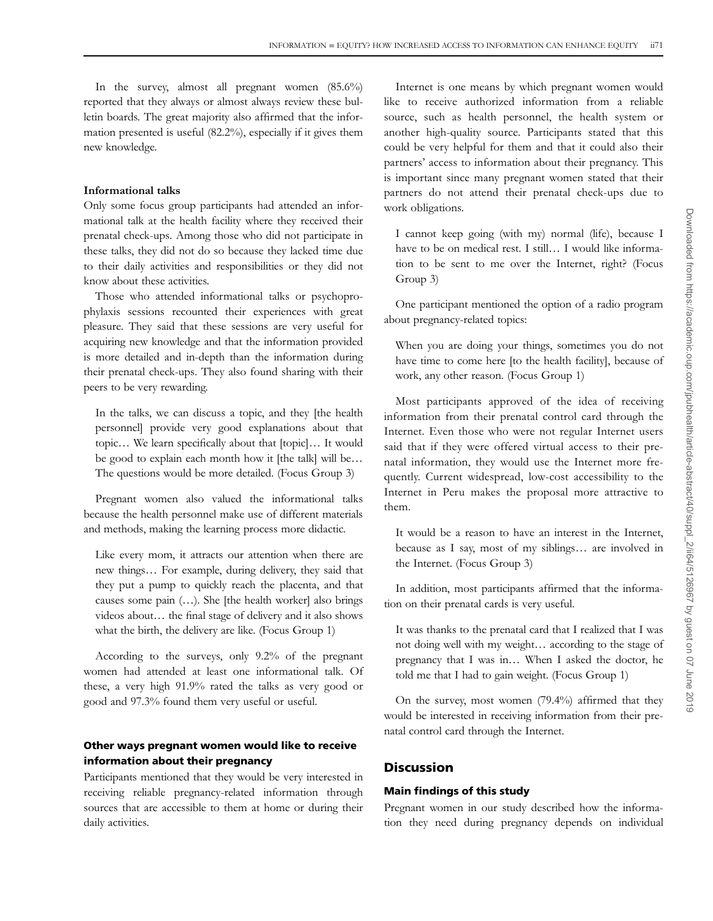In the survey, almost all pregnant women (85.6%) reported that they always or almost always review these bulletin boards. The great majority also affirmed that the information presented is useful (82.2%), especially if it gives them new knowledge.

**Informational talks**

Only some focus group participants had attended an informational talk at the health facility where they received their prenatal check-ups. Among those who did not participate in these talks, they did not do so because they lacked time due to their daily activities and responsibilities or they did not know about these activities.

Those who attended informational talks or psychoprophylaxis sessions recounted their experiences with great pleasure. They said that these sessions are very useful for acquiring new knowledge and that the information provided is more detailed and in-depth than the information during their prenatal check-ups. They also found sharing with their peers to be very rewarding.

> In the talks, we can discuss a topic, and they [the health personnel] provide very good explanations about that topic… We learn specifically about that [topic]… It would be good to explain each month how it [the talk] will be… The questions would be more detailed. (Focus Group 3)

Pregnant women also valued the informational talks because the health personnel make use of different materials and methods, making the learning process more didactic.

> Like every mom, it attracts our attention when there are new things… For example, during delivery, they said that they put a pump to quickly reach the placenta, and that causes some pain (…). She [the health worker] also brings videos about… the final stage of delivery and it also shows what the birth, the delivery are like. (Focus Group 1)

According to the surveys, only 9.2% of the pregnant women had attended at least one informational talk. Of these, a very high 91.9% rated the talks as very good or good and 97.3% found them very useful or useful.

### Other ways pregnant women would like to receive information about their pregnancy

Participants mentioned that they would be very interested in receiving reliable pregnancy-related information through sources that are accessible to them at home or during their daily activities.

Internet is one means by which pregnant women would like to receive authorized information from a reliable source, such as health personnel, the health system or another high-quality source. Participants stated that this could be very helpful for them and that it could also their partners' access to information about their pregnancy. This is important since many pregnant women stated that their partners do not attend their prenatal check-ups due to work obligations.

> I cannot keep going (with my) normal (life), because I have to be on medical rest. I still… I would like information to be sent to me over the Internet, right? (Focus Group 3)

One participant mentioned the option of a radio program about pregnancy-related topics:

> When you are doing your things, sometimes you do not have time to come here [to the health facility], because of work, any other reason. (Focus Group 1)

Most participants approved of the idea of receiving information from their prenatal control card through the Internet. Even those who were not regular Internet users said that if they were offered virtual access to their prenatal information, they would use the Internet more frequently. Current widespread, low-cost accessibility to the Internet in Peru makes the proposal more attractive to them.

> It would be a reason to have an interest in the Internet, because as I say, most of my siblings… are involved in the Internet. (Focus Group 3)

In addition, most participants affirmed that the information on their prenatal cards is very useful.

> It was thanks to the prenatal card that I realized that I was not doing well with my weight… according to the stage of pregnancy that I was in… When I asked the doctor, he told me that I had to gain weight. (Focus Group 1)

On the survey, most women (79.4%) affirmed that they would be interested in receiving information from their prenatal control card through the Internet.

## Discussion

### Main findings of this study

Pregnant women in our study described how the information they need during pregnancy depends on individual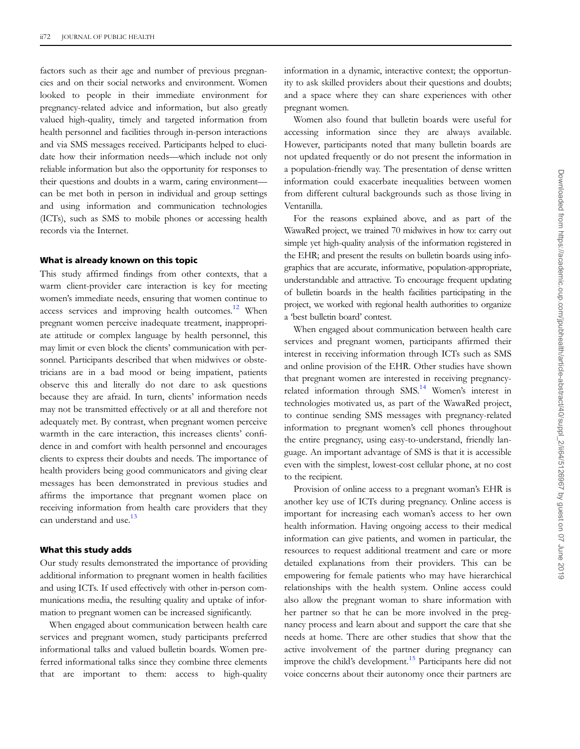factors such as their age and number of previous pregnancies and on their social networks and environment. Women looked to people in their immediate environment for pregnancy-related advice and information, but also greatly valued high-quality, timely and targeted information from health personnel and facilities through in-person interactions and via SMS messages received. Participants helped to elucidate how their information needs—which include not only reliable information but also the opportunity for responses to their questions and doubts in a warm, caring environment—can be met both in person in individual and group settings and using information and communication technologies (ICTs), such as SMS to mobile phones or accessing health records via the Internet.

### What is already known on this topic

This study affirmed findings from other contexts, that a warm client-provider care interaction is key for meeting women's immediate needs, ensuring that women continue to access services and improving health outcomes.[12] When pregnant women perceive inadequate treatment, inappropriate attitude or complex language by health personnel, this may limit or even block the clients' communication with personnel. Participants described that when midwives or obstetricians are in a bad mood or being impatient, patients observe this and literally do not dare to ask questions because they are afraid. In turn, clients' information needs may not be transmitted effectively or at all and therefore not adequately met. By contrast, when pregnant women perceive warmth in the care interaction, this increases clients' confidence in and comfort with health personnel and encourages clients to express their doubts and needs. The importance of health providers being good communicators and giving clear messages has been demonstrated in previous studies and affirms the importance that pregnant women place on receiving information from health care providers that they can understand and use.[13]

### What this study adds

Our study results demonstrated the importance of providing additional information to pregnant women in health facilities and using ICTs. If used effectively with other in-person communications media, the resulting quality and uptake of information to pregnant women can be increased significantly.

When engaged about communication between health care services and pregnant women, study participants preferred informational talks and valued bulletin boards. Women preferred informational talks since they combine three elements that are important to them: access to high-quality information in a dynamic, interactive context; the opportunity to ask skilled providers about their questions and doubts; and a space where they can share experiences with other pregnant women.

Women also found that bulletin boards were useful for accessing information since they are always available. However, participants noted that many bulletin boards are not updated frequently or do not present the information in a population-friendly way. The presentation of dense written information could exacerbate inequalities between women from different cultural backgrounds such as those living in Ventanilla.

For the reasons explained above, and as part of the WawaRed project, we trained 70 midwives in how to: carry out simple yet high-quality analysis of the information registered in the EHR; and present the results on bulletin boards using infographics that are accurate, informative, population-appropriate, understandable and attractive. To encourage frequent updating of bulletin boards in the health facilities participating in the project, we worked with regional health authorities to organize a 'best bulletin board' contest.

When engaged about communication between health care services and pregnant women, participants affirmed their interest in receiving information through ICTs such as SMS and online provision of the EHR. Other studies have shown that pregnant women are interested in receiving pregnancy-related information through SMS.[14] Women's interest in technologies motivated us, as part of the WawaRed project, to continue sending SMS messages with pregnancy-related information to pregnant women's cell phones throughout the entire pregnancy, using easy-to-understand, friendly language. An important advantage of SMS is that it is accessible even with the simplest, lowest-cost cellular phone, at no cost to the recipient.

Provision of online access to a pregnant woman's EHR is another key use of ICTs during pregnancy. Online access is important for increasing each woman's access to her own health information. Having ongoing access to their medical information can give patients, and women in particular, the resources to request additional treatment and care or more detailed explanations from their providers. This can be empowering for female patients who may have hierarchical relationships with the health system. Online access could also allow the pregnant woman to share information with her partner so that he can be more involved in the pregnancy process and learn about and support the care that she needs at home. There are other studies that show that the active involvement of the partner during pregnancy can improve the child's development.[15] Participants here did not voice concerns about their autonomy once their partners are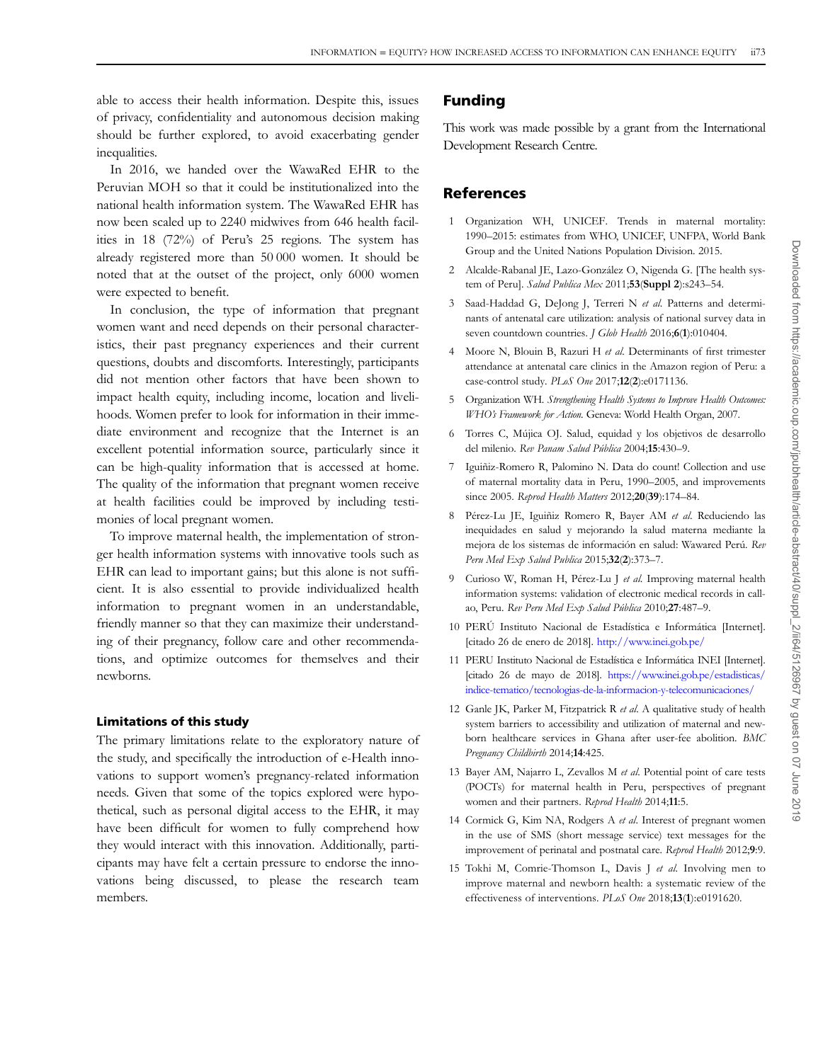able to access their health information. Despite this, issues of privacy, confidentiality and autonomous decision making should be further explored, to avoid exacerbating gender inequalities.

In 2016, we handed over the WawaRed EHR to the Peruvian MOH so that it could be institutionalized into the national health information system. The WawaRed EHR has now been scaled up to 2240 midwives from 646 health facilities in 18 (72%) of Peru's 25 regions. The system has already registered more than 50 000 women. It should be noted that at the outset of the project, only 6000 women were expected to benefit.

In conclusion, the type of information that pregnant women want and need depends on their personal characteristics, their past pregnancy experiences and their current questions, doubts and discomforts. Interestingly, participants did not mention other factors that have been shown to impact health equity, including income, location and livelihoods. Women prefer to look for information in their immediate environment and recognize that the Internet is an excellent potential information source, particularly since it can be high-quality information that is accessed at home. The quality of the information that pregnant women receive at health facilities could be improved by including testimonies of local pregnant women.

To improve maternal health, the implementation of stronger health information systems with innovative tools such as EHR can lead to important gains; but this alone is not sufficient. It is also essential to provide individualized health information to pregnant women in an understandable, friendly manner so that they can maximize their understanding of their pregnancy, follow care and other recommendations, and optimize outcomes for themselves and their newborns.

### Limitations of this study

The primary limitations relate to the exploratory nature of the study, and specifically the introduction of e-Health innovations to support women's pregnancy-related information needs. Given that some of the topics explored were hypothetical, such as personal digital access to the EHR, it may have been difficult for women to fully comprehend how they would interact with this innovation. Additionally, participants may have felt a certain pressure to endorse the innovations being discussed, to please the research team members.

## Funding

This work was made possible by a grant from the International Development Research Centre.

## References

1. Organization WH, UNICEF. Trends in maternal mortality: 1990–2015: estimates from WHO, UNICEF, UNFPA, World Bank Group and the United Nations Population Division. 2015.
2. Alcalde-Rabanal JE, Lazo-González O, Nigenda G. [The health system of Peru]. *Salud Publica Mex* 2011;**53**(**Suppl 2**):s243–54.
3. Saad-Haddad G, DeJong J, Terreri N *et al.* Patterns and determinants of antenatal care utilization: analysis of national survey data in seven countdown countries. *J Glob Health* 2016;**6**(**1**):010404.
4. Moore N, Blouin B, Razuri H *et al.* Determinants of first trimester attendance at antenatal care clinics in the Amazon region of Peru: a case-control study. *PLoS One* 2017;**12**(**2**):e0171136.
5. Organization WH. *Strengthening Health Systems to Improve Health Outcomes: WHO's Framework for Action.* Geneva: World Health Organ, 2007.
6. Torres C, Mújica OJ. Salud, equidad y los objetivos de desarrollo del milenio. *Rev Panam Salud Pública* 2004;**15**:430–9.
7. Iguiñiz-Romero R, Palomino N. Data do count! Collection and use of maternal mortality data in Peru, 1990–2005, and improvements since 2005. *Reprod Health Matters* 2012;**20**(**39**):174–84.
8. Pérez-Lu JE, Iguiñiz Romero R, Bayer AM *et al.* Reduciendo las inequidades en salud y mejorando la salud materna mediante la mejora de los sistemas de información en salud: Wawared Perú. *Rev Peru Med Exp Salud Publica* 2015;**32**(**2**):373–7.
9. Curioso W, Roman H, Pérez-Lu J *et al.* Improving maternal health information systems: validation of electronic medical records in callao, Peru. *Rev Peru Med Exp Salud Pública* 2010;**27**:487–9.
10. PERÚ Instituto Nacional de Estadística e Informática [Internet]. [citado 26 de enero de 2018]. http://www.inei.gob.pe/
11. PERU Instituto Nacional de Estadística e Informática INEI [Internet]. [citado 26 de mayo de 2018]. https://www.inei.gob.pe/estadisticas/indice-tematico/tecnologias-de-la-informacion-y-telecomunicaciones/
12. Ganle JK, Parker M, Fitzpatrick R *et al.* A qualitative study of health system barriers to accessibility and utilization of maternal and newborn healthcare services in Ghana after user-fee abolition. *BMC Pregnancy Childbirth* 2014;**14**:425.
13. Bayer AM, Najarro L, Zevallos M *et al.* Potential point of care tests (POCTs) for maternal health in Peru, perspectives of pregnant women and their partners. *Reprod Health* 2014;**11**:5.
14. Cormick G, Kim NA, Rodgers A *et al.* Interest of pregnant women in the use of SMS (short message service) text messages for the improvement of perinatal and postnatal care. *Reprod Health* 2012;**9**:9.
15. Tokhi M, Comrie-Thomson L, Davis J *et al.* Involving men to improve maternal and newborn health: a systematic review of the effectiveness of interventions. *PLoS One* 2018;**13**(**1**):e0191620.